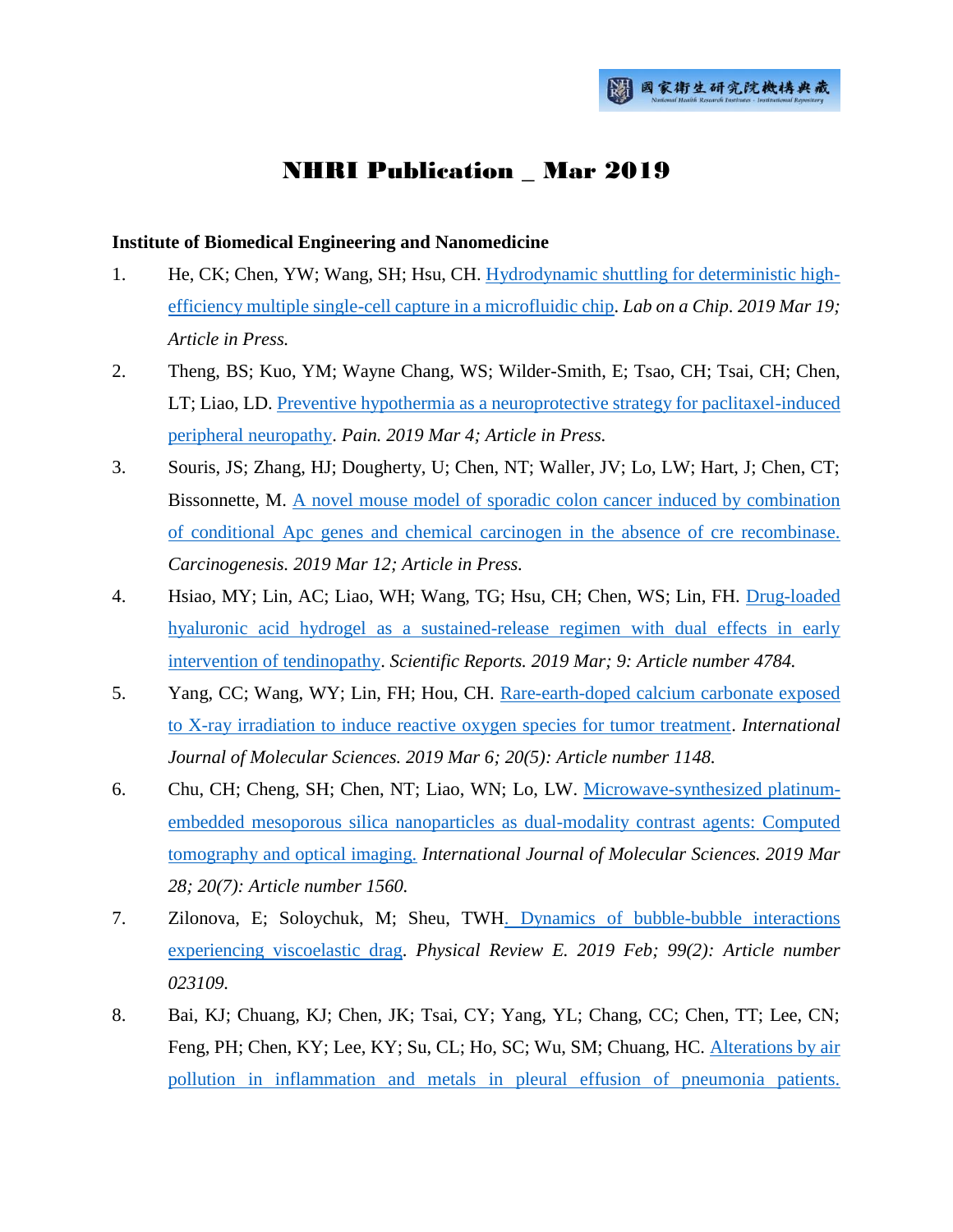# NHRI Publication _ Mar 2019

**Institute of Biomedical Engineering and Nanomedicine**

1. He, CK; Chen, YW; Wang, SH; Hsu, CH. Hydrodynamic shuttling for deterministic high-efficiency multiple single-cell capture in a microfluidic chip. *Lab on a Chip. 2019 Mar 19; Article in Press.*
2. Theng, BS; Kuo, YM; Wayne Chang, WS; Wilder-Smith, E; Tsao, CH; Tsai, CH; Chen, LT; Liao, LD. Preventive hypothermia as a neuroprotective strategy for paclitaxel-induced peripheral neuropathy. *Pain. 2019 Mar 4; Article in Press.*
3. Souris, JS; Zhang, HJ; Dougherty, U; Chen, NT; Waller, JV; Lo, LW; Hart, J; Chen, CT; Bissonnette, M. A novel mouse model of sporadic colon cancer induced by combination of conditional Apc genes and chemical carcinogen in the absence of cre recombinase. *Carcinogenesis. 2019 Mar 12; Article in Press.*
4. Hsiao, MY; Lin, AC; Liao, WH; Wang, TG; Hsu, CH; Chen, WS; Lin, FH. Drug-loaded hyaluronic acid hydrogel as a sustained-release regimen with dual effects in early intervention of tendinopathy. *Scientific Reports. 2019 Mar; 9: Article number 4784.*
5. Yang, CC; Wang, WY; Lin, FH; Hou, CH. Rare-earth-doped calcium carbonate exposed to X-ray irradiation to induce reactive oxygen species for tumor treatment. *International Journal of Molecular Sciences. 2019 Mar 6; 20(5): Article number 1148.*
6. Chu, CH; Cheng, SH; Chen, NT; Liao, WN; Lo, LW. Microwave-synthesized platinum-embedded mesoporous silica nanoparticles as dual-modality contrast agents: Computed tomography and optical imaging. *International Journal of Molecular Sciences. 2019 Mar 28; 20(7): Article number 1560.*
7. Zilonova, E; Soloychuk, M; Sheu, TWH. Dynamics of bubble-bubble interactions experiencing viscoelastic drag. *Physical Review E. 2019 Feb; 99(2): Article number 023109.*
8. Bai, KJ; Chuang, KJ; Chen, JK; Tsai, CY; Yang, YL; Chang, CC; Chen, TT; Lee, CN; Feng, PH; Chen, KY; Lee, KY; Su, CL; Ho, SC; Wu, SM; Chuang, HC. Alterations by air pollution in inflammation and metals in pleural effusion of pneumonia patients.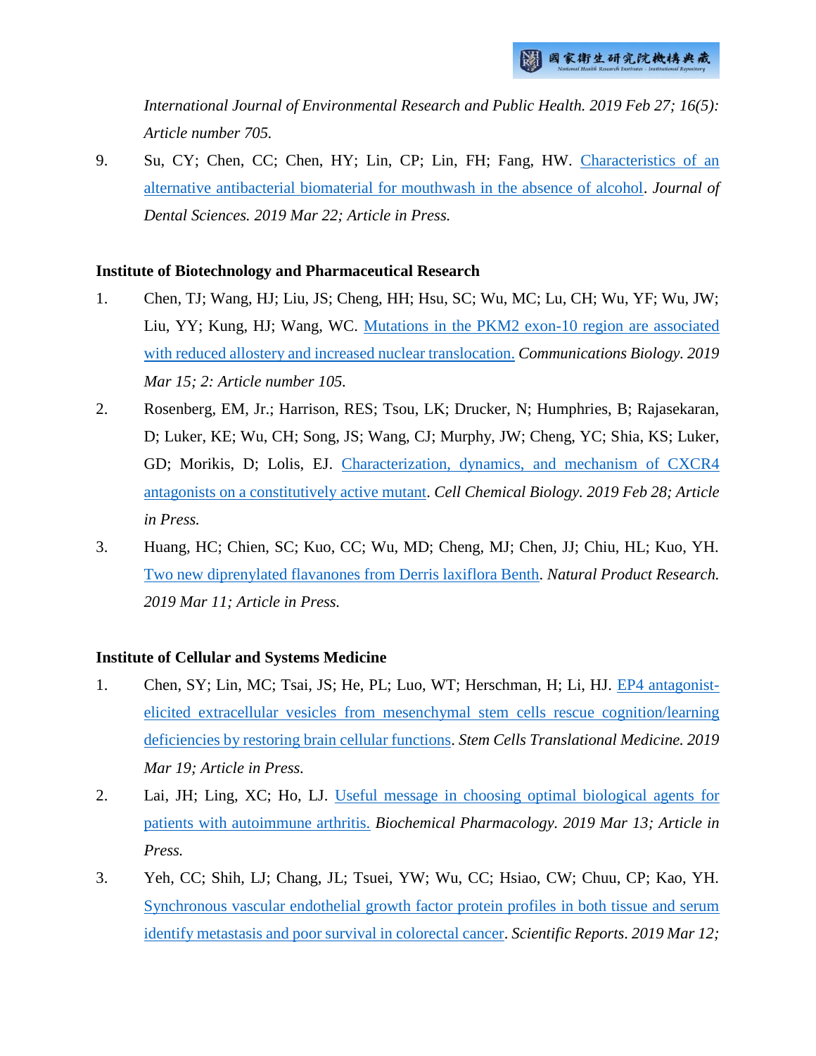*International Journal of Environmental Research and Public Health. 2019 Feb 27; 16(5): Article number 705.*

9. Su, CY; Chen, CC; Chen, HY; Lin, CP; Lin, FH; Fang, HW. Characteristics of an alternative antibacterial biomaterial for mouthwash in the absence of alcohol. *Journal of Dental Sciences. 2019 Mar 22; Article in Press.*

**Institute of Biotechnology and Pharmaceutical Research**

1. Chen, TJ; Wang, HJ; Liu, JS; Cheng, HH; Hsu, SC; Wu, MC; Lu, CH; Wu, YF; Wu, JW; Liu, YY; Kung, HJ; Wang, WC. Mutations in the PKM2 exon-10 region are associated with reduced allostery and increased nuclear translocation. *Communications Biology. 2019 Mar 15; 2: Article number 105.*
2. Rosenberg, EM, Jr.; Harrison, RES; Tsou, LK; Drucker, N; Humphries, B; Rajasekaran, D; Luker, KE; Wu, CH; Song, JS; Wang, CJ; Murphy, JW; Cheng, YC; Shia, KS; Luker, GD; Morikis, D; Lolis, EJ. Characterization, dynamics, and mechanism of CXCR4 antagonists on a constitutively active mutant. *Cell Chemical Biology. 2019 Feb 28; Article in Press.*
3. Huang, HC; Chien, SC; Kuo, CC; Wu, MD; Cheng, MJ; Chen, JJ; Chiu, HL; Kuo, YH. Two new diprenylated flavanones from Derris laxiflora Benth. *Natural Product Research. 2019 Mar 11; Article in Press.*

**Institute of Cellular and Systems Medicine**

1. Chen, SY; Lin, MC; Tsai, JS; He, PL; Luo, WT; Herschman, H; Li, HJ. EP4 antagonist-elicited extracellular vesicles from mesenchymal stem cells rescue cognition/learning deficiencies by restoring brain cellular functions. *Stem Cells Translational Medicine. 2019 Mar 19; Article in Press.*
2. Lai, JH; Ling, XC; Ho, LJ. Useful message in choosing optimal biological agents for patients with autoimmune arthritis. *Biochemical Pharmacology. 2019 Mar 13; Article in Press.*
3. Yeh, CC; Shih, LJ; Chang, JL; Tsuei, YW; Wu, CC; Hsiao, CW; Chuu, CP; Kao, YH. Synchronous vascular endothelial growth factor protein profiles in both tissue and serum identify metastasis and poor survival in colorectal cancer. *Scientific Reports. 2019 Mar 12;*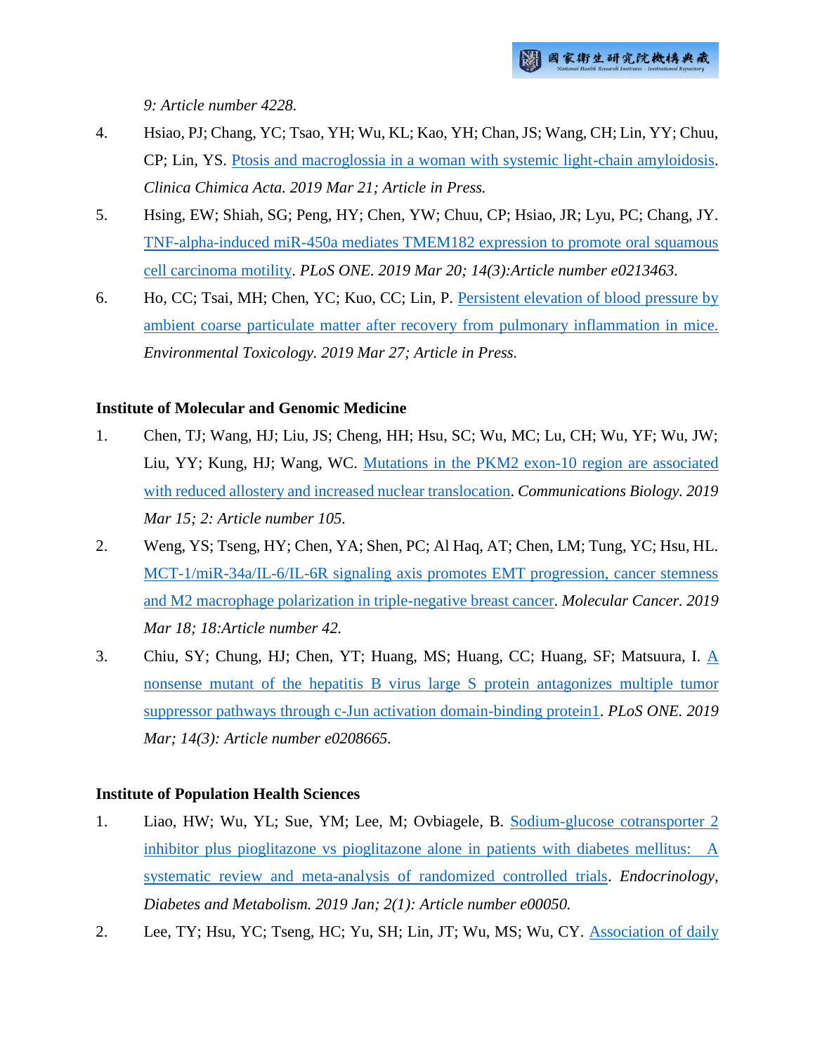*9: Article number 4228.*

4. Hsiao, PJ; Chang, YC; Tsao, YH; Wu, KL; Kao, YH; Chan, JS; Wang, CH; Lin, YY; Chuu, CP; Lin, YS. Ptosis and macroglossia in a woman with systemic light-chain amyloidosis. *Clinica Chimica Acta. 2019 Mar 21; Article in Press.*
5. Hsing, EW; Shiah, SG; Peng, HY; Chen, YW; Chuu, CP; Hsiao, JR; Lyu, PC; Chang, JY. TNF-alpha-induced miR-450a mediates TMEM182 expression to promote oral squamous cell carcinoma motility. *PLoS ONE. 2019 Mar 20; 14(3):Article number e0213463.*
6. Ho, CC; Tsai, MH; Chen, YC; Kuo, CC; Lin, P. Persistent elevation of blood pressure by ambient coarse particulate matter after recovery from pulmonary inflammation in mice. *Environmental Toxicology. 2019 Mar 27; Article in Press.*

**Institute of Molecular and Genomic Medicine**

1. Chen, TJ; Wang, HJ; Liu, JS; Cheng, HH; Hsu, SC; Wu, MC; Lu, CH; Wu, YF; Wu, JW; Liu, YY; Kung, HJ; Wang, WC. Mutations in the PKM2 exon-10 region are associated with reduced allostery and increased nuclear translocation. *Communications Biology. 2019 Mar 15; 2: Article number 105.*
2. Weng, YS; Tseng, HY; Chen, YA; Shen, PC; Al Haq, AT; Chen, LM; Tung, YC; Hsu, HL. MCT-1/miR-34a/IL-6/IL-6R signaling axis promotes EMT progression, cancer stemness and M2 macrophage polarization in triple-negative breast cancer. *Molecular Cancer. 2019 Mar 18; 18:Article number 42.*
3. Chiu, SY; Chung, HJ; Chen, YT; Huang, MS; Huang, CC; Huang, SF; Matsuura, I. A nonsense mutant of the hepatitis B virus large S protein antagonizes multiple tumor suppressor pathways through c-Jun activation domain-binding protein1. *PLoS ONE. 2019 Mar; 14(3): Article number e0208665.*

**Institute of Population Health Sciences**

1. Liao, HW; Wu, YL; Sue, YM; Lee, M; Ovbiagele, B. Sodium-glucose cotransporter 2 inhibitor plus pioglitazone vs pioglitazone alone in patients with diabetes mellitus: A systematic review and meta-analysis of randomized controlled trials. *Endocrinology, Diabetes and Metabolism. 2019 Jan; 2(1): Article number e00050.*
2. Lee, TY; Hsu, YC; Tseng, HC; Yu, SH; Lin, JT; Wu, MS; Wu, CY. Association of daily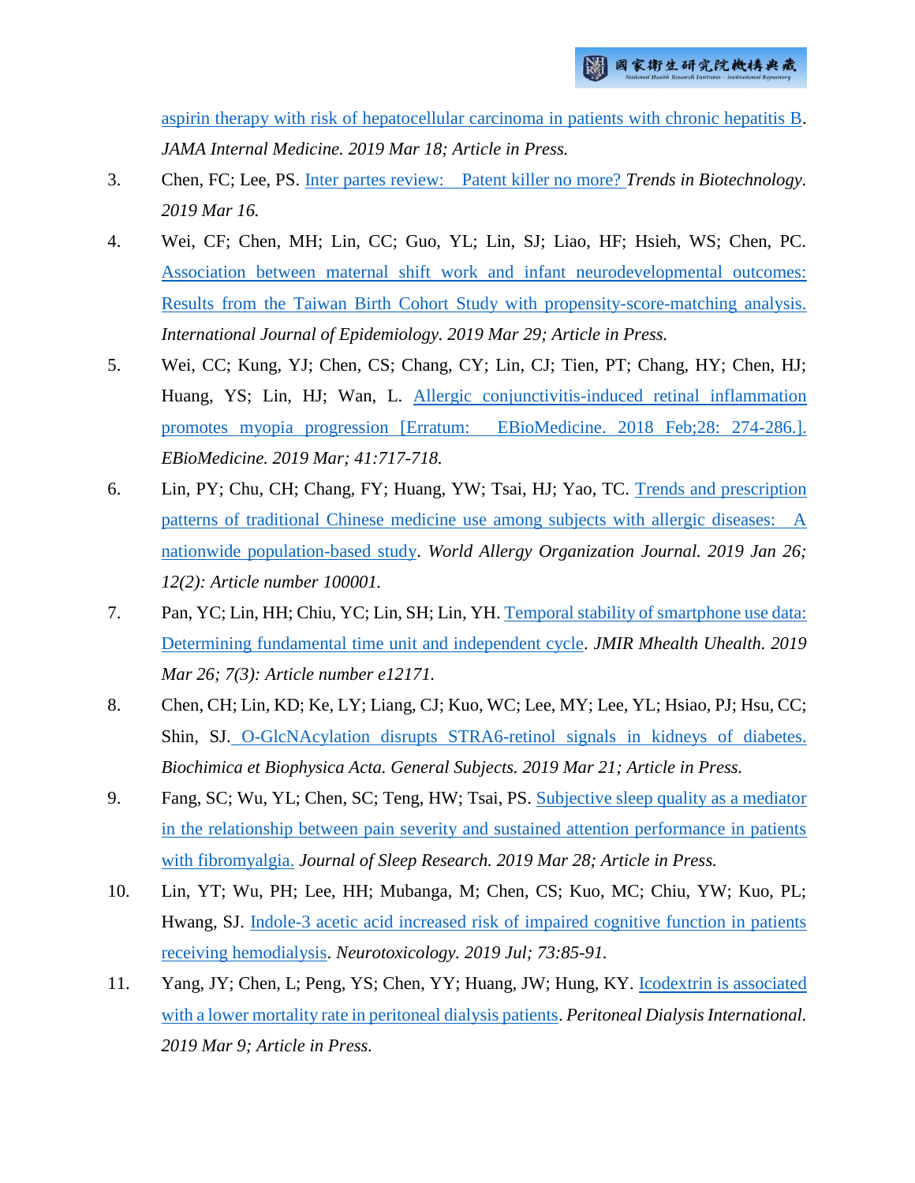aspirin therapy with risk of hepatocellular carcinoma in patients with chronic hepatitis B. *JAMA Internal Medicine. 2019 Mar 18; Article in Press.*

3. Chen, FC; Lee, PS. Inter partes review: Patent killer no more? *Trends in Biotechnology. 2019 Mar 16.*

4. Wei, CF; Chen, MH; Lin, CC; Guo, YL; Lin, SJ; Liao, HF; Hsieh, WS; Chen, PC. Association between maternal shift work and infant neurodevelopmental outcomes: Results from the Taiwan Birth Cohort Study with propensity-score-matching analysis. *International Journal of Epidemiology. 2019 Mar 29; Article in Press.*

5. Wei, CC; Kung, YJ; Chen, CS; Chang, CY; Lin, CJ; Tien, PT; Chang, HY; Chen, HJ; Huang, YS; Lin, HJ; Wan, L. Allergic conjunctivitis-induced retinal inflammation promotes myopia progression [Erratum: EBioMedicine. 2018 Feb;28: 274-286.]. *EBioMedicine. 2019 Mar; 41:717-718.*

6. Lin, PY; Chu, CH; Chang, FY; Huang, YW; Tsai, HJ; Yao, TC. Trends and prescription patterns of traditional Chinese medicine use among subjects with allergic diseases: A nationwide population-based study. *World Allergy Organization Journal. 2019 Jan 26; 12(2): Article number 100001.*

7. Pan, YC; Lin, HH; Chiu, YC; Lin, SH; Lin, YH. Temporal stability of smartphone use data: Determining fundamental time unit and independent cycle. *JMIR Mhealth Uhealth. 2019 Mar 26; 7(3): Article number e12171.*

8. Chen, CH; Lin, KD; Ke, LY; Liang, CJ; Kuo, WC; Lee, MY; Lee, YL; Hsiao, PJ; Hsu, CC; Shin, SJ. O-GlcNAcylation disrupts STRA6-retinol signals in kidneys of diabetes. *Biochimica et Biophysica Acta. General Subjects. 2019 Mar 21; Article in Press.*

9. Fang, SC; Wu, YL; Chen, SC; Teng, HW; Tsai, PS. Subjective sleep quality as a mediator in the relationship between pain severity and sustained attention performance in patients with fibromyalgia. *Journal of Sleep Research. 2019 Mar 28; Article in Press.*

10. Lin, YT; Wu, PH; Lee, HH; Mubanga, M; Chen, CS; Kuo, MC; Chiu, YW; Kuo, PL; Hwang, SJ. Indole-3 acetic acid increased risk of impaired cognitive function in patients receiving hemodialysis. *Neurotoxicology. 2019 Jul; 73:85-91.*

11. Yang, JY; Chen, L; Peng, YS; Chen, YY; Huang, JW; Hung, KY. Icodextrin is associated with a lower mortality rate in peritoneal dialysis patients. *Peritoneal Dialysis International. 2019 Mar 9; Article in Press.*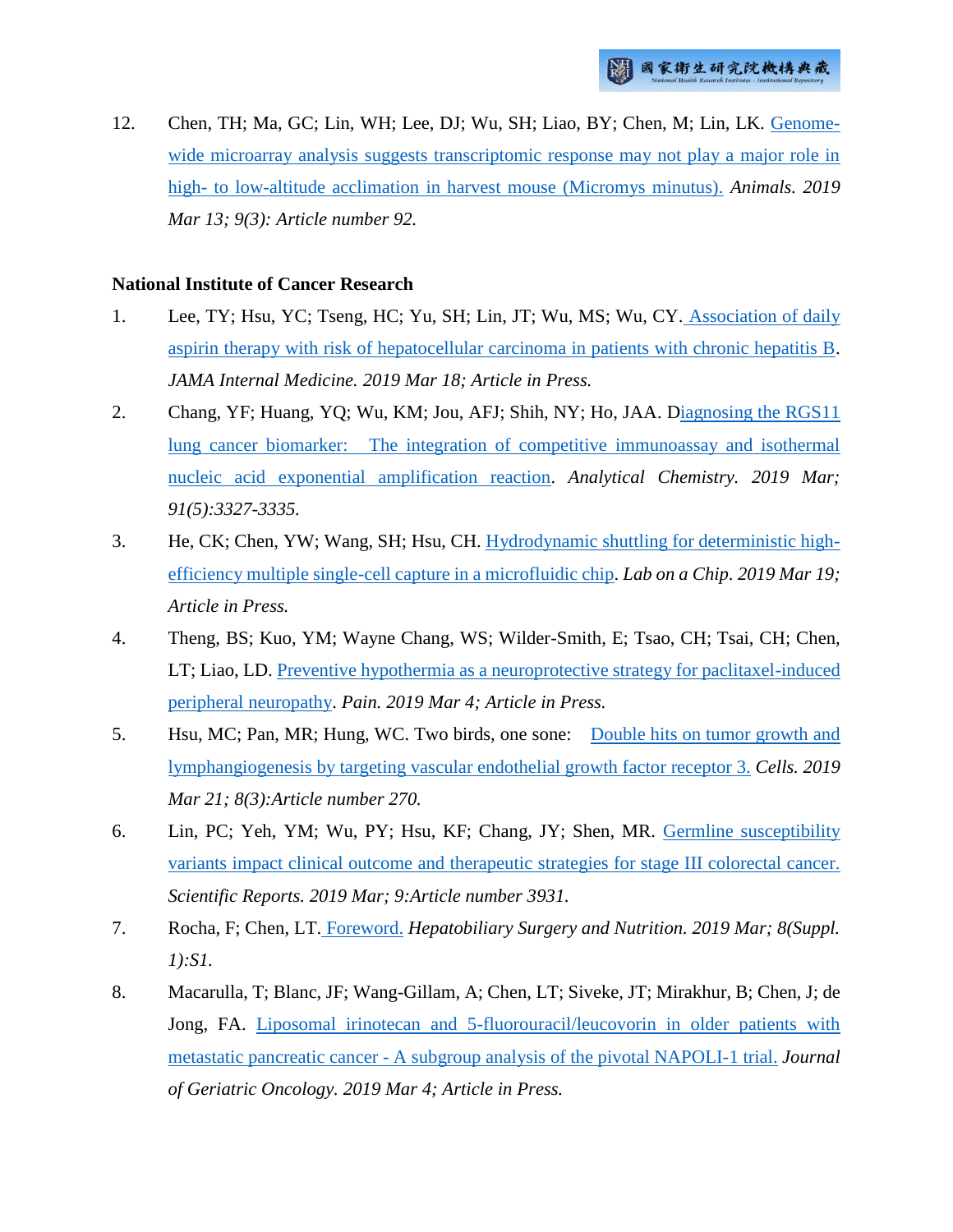12. Chen, TH; Ma, GC; Lin, WH; Lee, DJ; Wu, SH; Liao, BY; Chen, M; Lin, LK. Genome-wide microarray analysis suggests transcriptomic response may not play a major role in high- to low-altitude acclimation in harvest mouse (Micromys minutus). *Animals. 2019 Mar 13; 9(3): Article number 92.*

**National Institute of Cancer Research**

1. Lee, TY; Hsu, YC; Tseng, HC; Yu, SH; Lin, JT; Wu, MS; Wu, CY. Association of daily aspirin therapy with risk of hepatocellular carcinoma in patients with chronic hepatitis B. *JAMA Internal Medicine. 2019 Mar 18; Article in Press.*
2. Chang, YF; Huang, YQ; Wu, KM; Jou, AFJ; Shih, NY; Ho, JAA. Diagnosing the RGS11 lung cancer biomarker: The integration of competitive immunoassay and isothermal nucleic acid exponential amplification reaction. *Analytical Chemistry. 2019 Mar; 91(5):3327-3335.*
3. He, CK; Chen, YW; Wang, SH; Hsu, CH. Hydrodynamic shuttling for deterministic high-efficiency multiple single-cell capture in a microfluidic chip. *Lab on a Chip. 2019 Mar 19; Article in Press.*
4. Theng, BS; Kuo, YM; Wayne Chang, WS; Wilder-Smith, E; Tsao, CH; Tsai, CH; Chen, LT; Liao, LD. Preventive hypothermia as a neuroprotective strategy for paclitaxel-induced peripheral neuropathy. *Pain. 2019 Mar 4; Article in Press.*
5. Hsu, MC; Pan, MR; Hung, WC. Two birds, one sone: Double hits on tumor growth and lymphangiogenesis by targeting vascular endothelial growth factor receptor 3. *Cells. 2019 Mar 21; 8(3):Article number 270.*
6. Lin, PC; Yeh, YM; Wu, PY; Hsu, KF; Chang, JY; Shen, MR. Germline susceptibility variants impact clinical outcome and therapeutic strategies for stage III colorectal cancer. *Scientific Reports. 2019 Mar; 9:Article number 3931.*
7. Rocha, F; Chen, LT. Foreword. *Hepatobiliary Surgery and Nutrition. 2019 Mar; 8(Suppl. 1):S1.*
8. Macarulla, T; Blanc, JF; Wang-Gillam, A; Chen, LT; Siveke, JT; Mirakhur, B; Chen, J; de Jong, FA. Liposomal irinotecan and 5-fluorouracil/leucovorin in older patients with metastatic pancreatic cancer - A subgroup analysis of the pivotal NAPOLI-1 trial. *Journal of Geriatric Oncology. 2019 Mar 4; Article in Press.*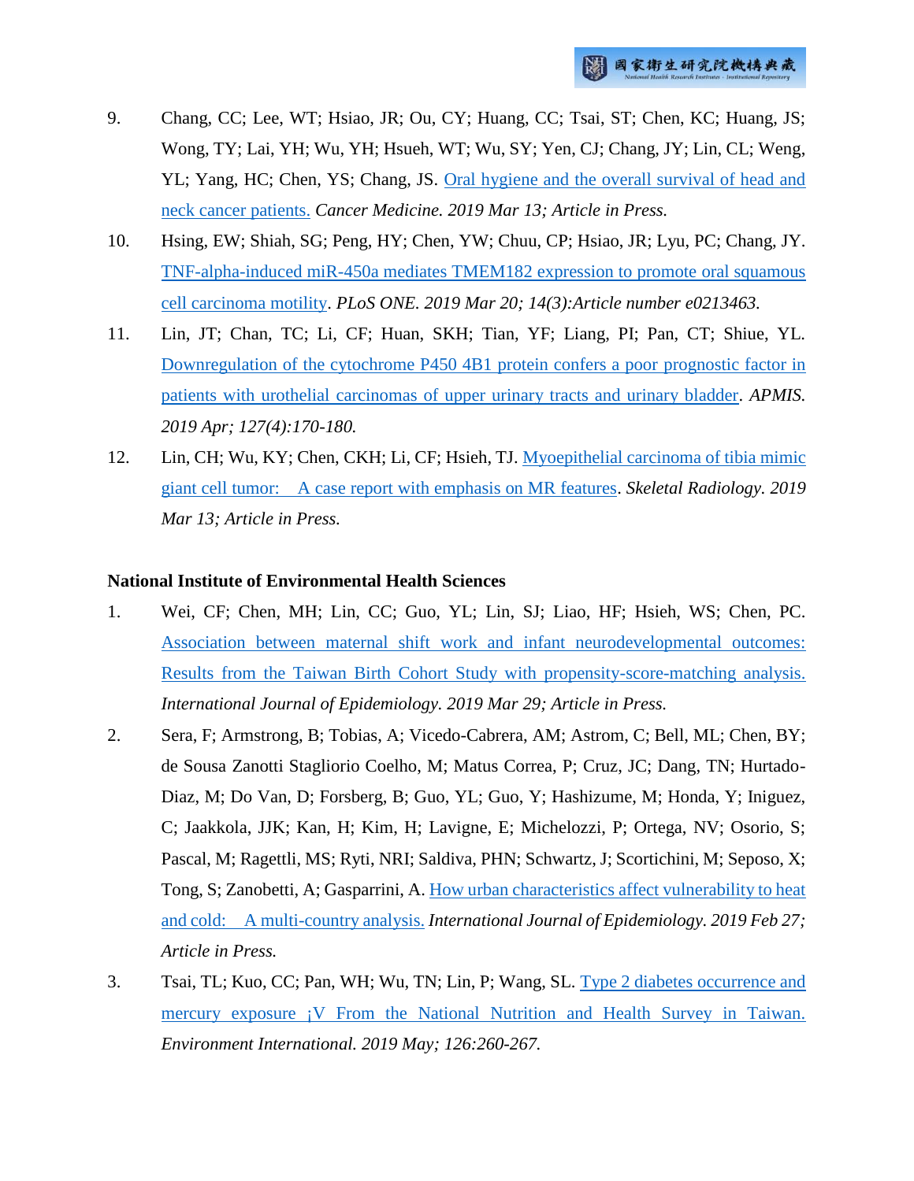9. Chang, CC; Lee, WT; Hsiao, JR; Ou, CY; Huang, CC; Tsai, ST; Chen, KC; Huang, JS; Wong, TY; Lai, YH; Wu, YH; Hsueh, WT; Wu, SY; Yen, CJ; Chang, JY; Lin, CL; Weng, YL; Yang, HC; Chen, YS; Chang, JS. Oral hygiene and the overall survival of head and neck cancer patients. *Cancer Medicine. 2019 Mar 13; Article in Press.*
10. Hsing, EW; Shiah, SG; Peng, HY; Chen, YW; Chuu, CP; Hsiao, JR; Lyu, PC; Chang, JY. TNF-alpha-induced miR-450a mediates TMEM182 expression to promote oral squamous cell carcinoma motility. *PLoS ONE. 2019 Mar 20; 14(3):Article number e0213463.*
11. Lin, JT; Chan, TC; Li, CF; Huan, SKH; Tian, YF; Liang, PI; Pan, CT; Shiue, YL. Downregulation of the cytochrome P450 4B1 protein confers a poor prognostic factor in patients with urothelial carcinomas of upper urinary tracts and urinary bladder. *APMIS. 2019 Apr; 127(4):170-180.*
12. Lin, CH; Wu, KY; Chen, CKH; Li, CF; Hsieh, TJ. Myoepithelial carcinoma of tibia mimic giant cell tumor: A case report with emphasis on MR features. *Skeletal Radiology. 2019 Mar 13; Article in Press.*

**National Institute of Environmental Health Sciences**

1. Wei, CF; Chen, MH; Lin, CC; Guo, YL; Lin, SJ; Liao, HF; Hsieh, WS; Chen, PC. Association between maternal shift work and infant neurodevelopmental outcomes: Results from the Taiwan Birth Cohort Study with propensity-score-matching analysis. *International Journal of Epidemiology. 2019 Mar 29; Article in Press.*
2. Sera, F; Armstrong, B; Tobias, A; Vicedo-Cabrera, AM; Astrom, C; Bell, ML; Chen, BY; de Sousa Zanotti Stagliorio Coelho, M; Matus Correa, P; Cruz, JC; Dang, TN; Hurtado-Diaz, M; Do Van, D; Forsberg, B; Guo, YL; Guo, Y; Hashizume, M; Honda, Y; Iniguez, C; Jaakkola, JJK; Kan, H; Kim, H; Lavigne, E; Michelozzi, P; Ortega, NV; Osorio, S; Pascal, M; Ragettli, MS; Ryti, NRI; Saldiva, PHN; Schwartz, J; Scortichini, M; Seposo, X; Tong, S; Zanobetti, A; Gasparrini, A. How urban characteristics affect vulnerability to heat and cold: A multi-country analysis. *International Journal of Epidemiology. 2019 Feb 27; Article in Press.*
3. Tsai, TL; Kuo, CC; Pan, WH; Wu, TN; Lin, P; Wang, SL. Type 2 diabetes occurrence and mercury exposure ¡V From the National Nutrition and Health Survey in Taiwan. *Environment International. 2019 May; 126:260-267.*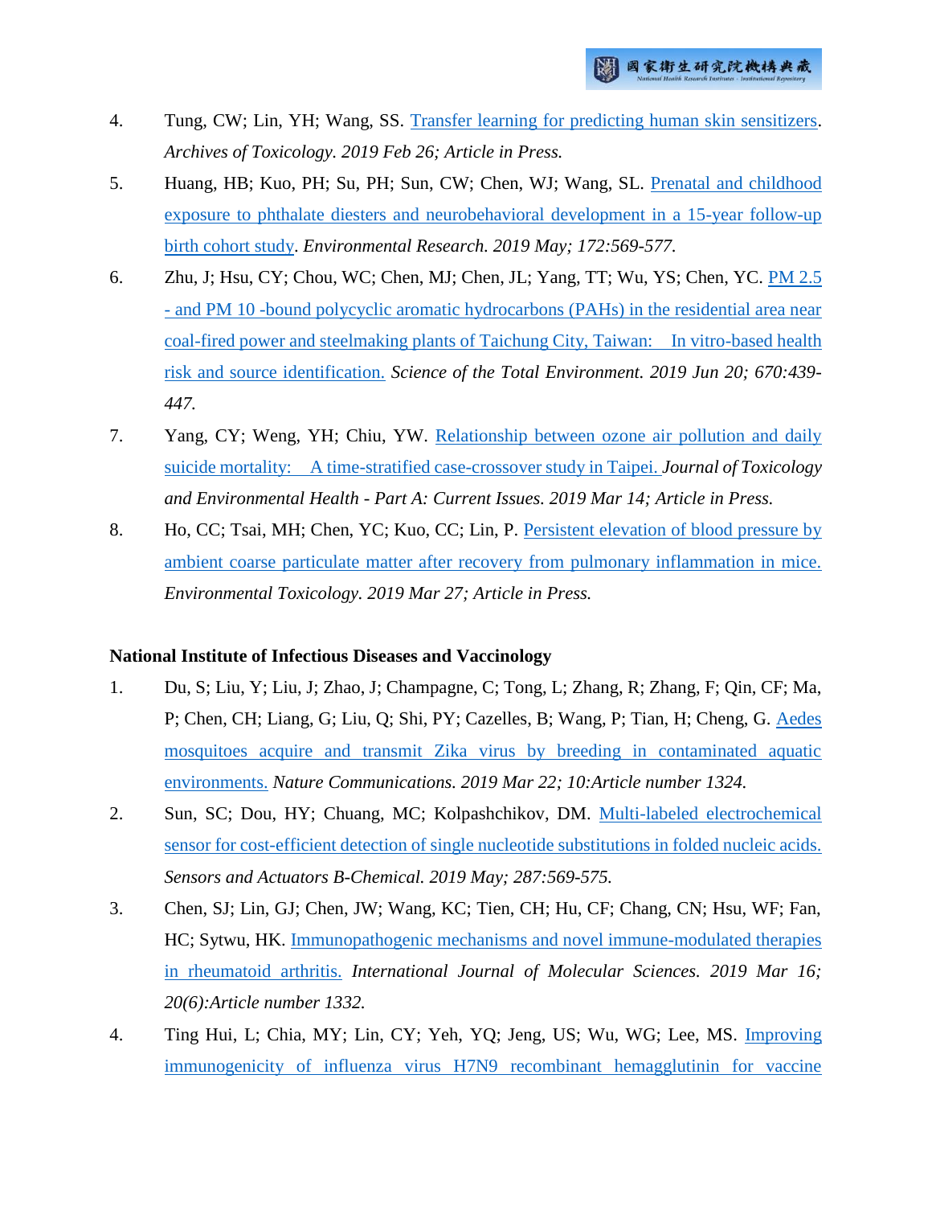4. Tung, CW; Lin, YH; Wang, SS. Transfer learning for predicting human skin sensitizers. *Archives of Toxicology. 2019 Feb 26; Article in Press.*

5. Huang, HB; Kuo, PH; Su, PH; Sun, CW; Chen, WJ; Wang, SL. Prenatal and childhood exposure to phthalate diesters and neurobehavioral development in a 15-year follow-up birth cohort study. *Environmental Research. 2019 May; 172:569-577.*

6. Zhu, J; Hsu, CY; Chou, WC; Chen, MJ; Chen, JL; Yang, TT; Wu, YS; Chen, YC. PM 2.5 - and PM 10 -bound polycyclic aromatic hydrocarbons (PAHs) in the residential area near coal-fired power and steelmaking plants of Taichung City, Taiwan: In vitro-based health risk and source identification. *Science of the Total Environment. 2019 Jun 20; 670:439-447.*

7. Yang, CY; Weng, YH; Chiu, YW. Relationship between ozone air pollution and daily suicide mortality: A time-stratified case-crossover study in Taipei. *Journal of Toxicology and Environmental Health - Part A: Current Issues. 2019 Mar 14; Article in Press.*

8. Ho, CC; Tsai, MH; Chen, YC; Kuo, CC; Lin, P. Persistent elevation of blood pressure by ambient coarse particulate matter after recovery from pulmonary inflammation in mice. *Environmental Toxicology. 2019 Mar 27; Article in Press.*

**National Institute of Infectious Diseases and Vaccinology**

1. Du, S; Liu, Y; Liu, J; Zhao, J; Champagne, C; Tong, L; Zhang, R; Zhang, F; Qin, CF; Ma, P; Chen, CH; Liang, G; Liu, Q; Shi, PY; Cazelles, B; Wang, P; Tian, H; Cheng, G. Aedes mosquitoes acquire and transmit Zika virus by breeding in contaminated aquatic environments. *Nature Communications. 2019 Mar 22; 10:Article number 1324.*

2. Sun, SC; Dou, HY; Chuang, MC; Kolpashchikov, DM. Multi-labeled electrochemical sensor for cost-efficient detection of single nucleotide substitutions in folded nucleic acids. *Sensors and Actuators B-Chemical. 2019 May; 287:569-575.*

3. Chen, SJ; Lin, GJ; Chen, JW; Wang, KC; Tien, CH; Hu, CF; Chang, CN; Hsu, WF; Fan, HC; Sytwu, HK. Immunopathogenic mechanisms and novel immune-modulated therapies in rheumatoid arthritis. *International Journal of Molecular Sciences. 2019 Mar 16; 20(6):Article number 1332.*

4. Ting Hui, L; Chia, MY; Lin, CY; Yeh, YQ; Jeng, US; Wu, WG; Lee, MS. Improving immunogenicity of influenza virus H7N9 recombinant hemagglutinin for vaccine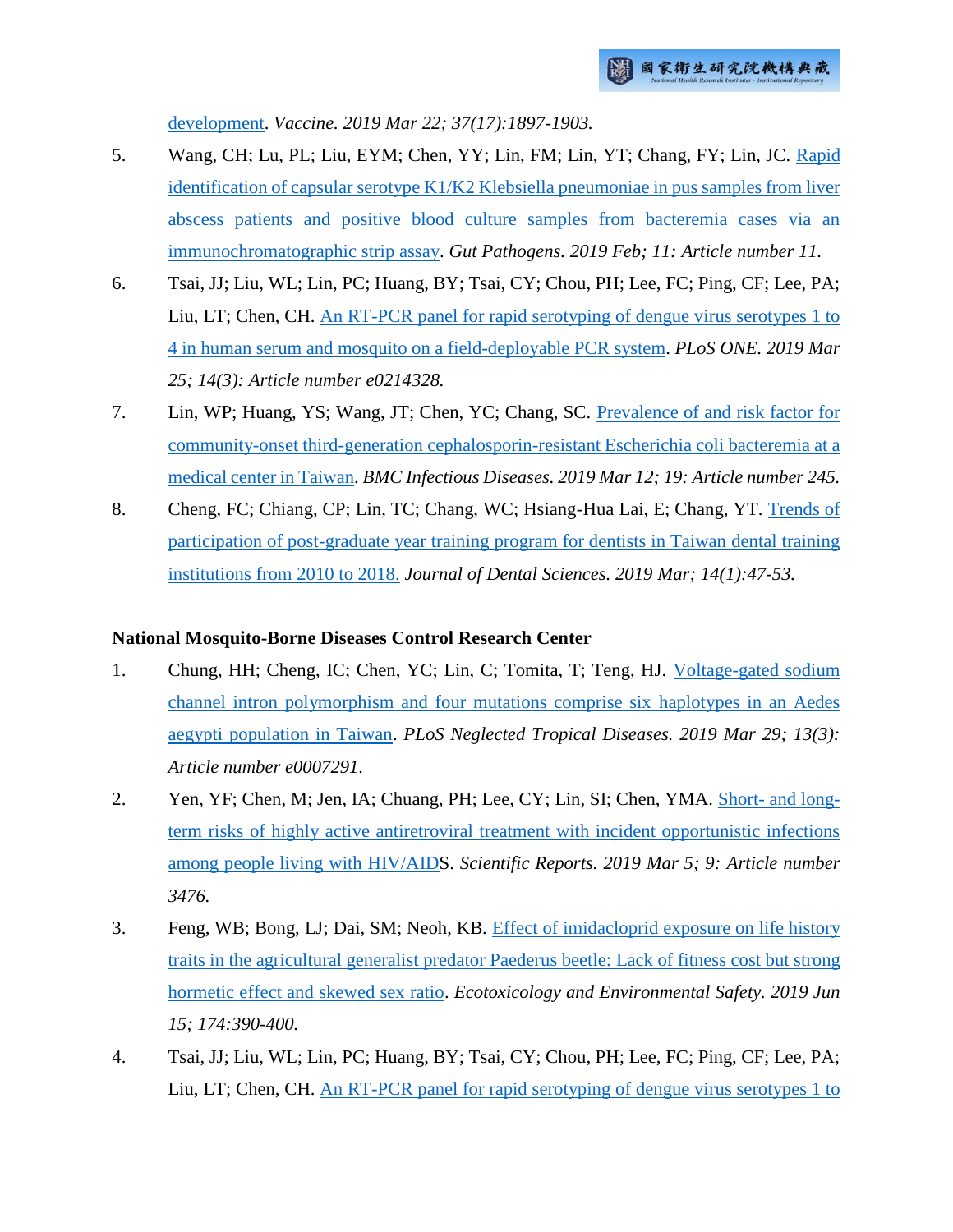development. *Vaccine. 2019 Mar 22; 37(17):1897-1903.*

5. Wang, CH; Lu, PL; Liu, EYM; Chen, YY; Lin, FM; Lin, YT; Chang, FY; Lin, JC. Rapid identification of capsular serotype K1/K2 Klebsiella pneumoniae in pus samples from liver abscess patients and positive blood culture samples from bacteremia cases via an immunochromatographic strip assay. *Gut Pathogens. 2019 Feb; 11: Article number 11.*

6. Tsai, JJ; Liu, WL; Lin, PC; Huang, BY; Tsai, CY; Chou, PH; Lee, FC; Ping, CF; Lee, PA; Liu, LT; Chen, CH. An RT-PCR panel for rapid serotyping of dengue virus serotypes 1 to 4 in human serum and mosquito on a field-deployable PCR system. *PLoS ONE. 2019 Mar 25; 14(3): Article number e0214328.*

7. Lin, WP; Huang, YS; Wang, JT; Chen, YC; Chang, SC. Prevalence of and risk factor for community-onset third-generation cephalosporin-resistant Escherichia coli bacteremia at a medical center in Taiwan. *BMC Infectious Diseases. 2019 Mar 12; 19: Article number 245.*

8. Cheng, FC; Chiang, CP; Lin, TC; Chang, WC; Hsiang-Hua Lai, E; Chang, YT. Trends of participation of post-graduate year training program for dentists in Taiwan dental training institutions from 2010 to 2018. *Journal of Dental Sciences. 2019 Mar; 14(1):47-53.*

**National Mosquito-Borne Diseases Control Research Center**

1. Chung, HH; Cheng, IC; Chen, YC; Lin, C; Tomita, T; Teng, HJ. Voltage-gated sodium channel intron polymorphism and four mutations comprise six haplotypes in an Aedes aegypti population in Taiwan. *PLoS Neglected Tropical Diseases. 2019 Mar 29; 13(3): Article number e0007291.*

2. Yen, YF; Chen, M; Jen, IA; Chuang, PH; Lee, CY; Lin, SI; Chen, YMA. Short- and long-term risks of highly active antiretroviral treatment with incident opportunistic infections among people living with HIV/AIDS. *Scientific Reports. 2019 Mar 5; 9: Article number 3476.*

3. Feng, WB; Bong, LJ; Dai, SM; Neoh, KB. Effect of imidacloprid exposure on life history traits in the agricultural generalist predator Paederus beetle: Lack of fitness cost but strong hormetic effect and skewed sex ratio. *Ecotoxicology and Environmental Safety. 2019 Jun 15; 174:390-400.*

4. Tsai, JJ; Liu, WL; Lin, PC; Huang, BY; Tsai, CY; Chou, PH; Lee, FC; Ping, CF; Lee, PA; Liu, LT; Chen, CH. An RT-PCR panel for rapid serotyping of dengue virus serotypes 1 to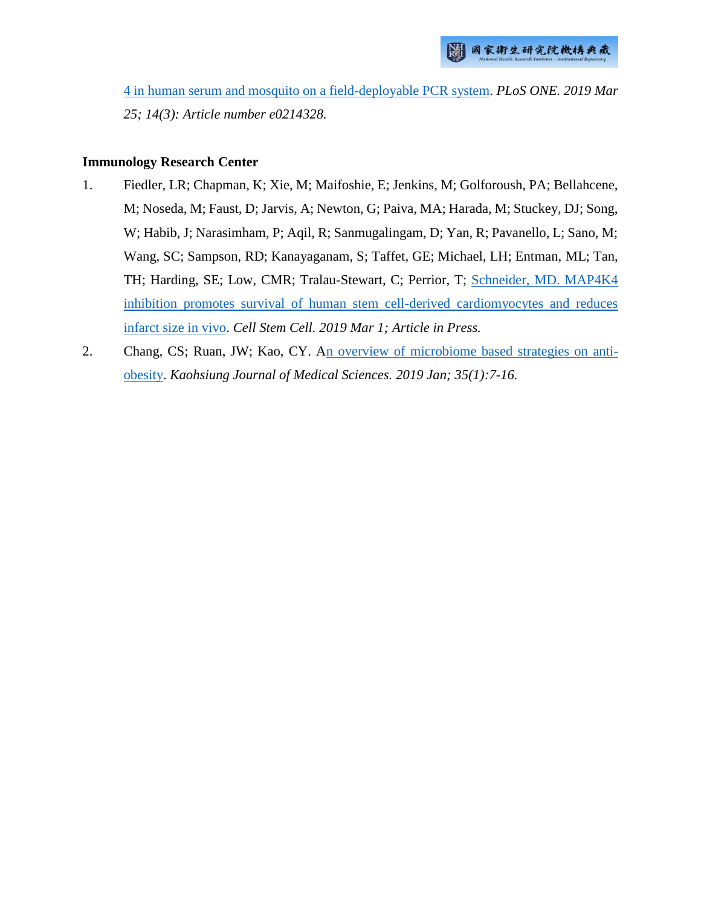4 in human serum and mosquito on a field-deployable PCR system. *PLoS ONE. 2019 Mar 25; 14(3): Article number e0214328.*

**Immunology Research Center**

1. Fiedler, LR; Chapman, K; Xie, M; Maifoshie, E; Jenkins, M; Golforoush, PA; Bellahcene, M; Noseda, M; Faust, D; Jarvis, A; Newton, G; Paiva, MA; Harada, M; Stuckey, DJ; Song, W; Habib, J; Narasimham, P; Aqil, R; Sanmugalingam, D; Yan, R; Pavanello, L; Sano, M; Wang, SC; Sampson, RD; Kanayaganam, S; Taffet, GE; Michael, LH; Entman, ML; Tan, TH; Harding, SE; Low, CMR; Tralau-Stewart, C; Perrior, T; Schneider, MD. MAP4K4 inhibition promotes survival of human stem cell-derived cardiomyocytes and reduces infarct size in vivo. *Cell Stem Cell. 2019 Mar 1; Article in Press.*
2. Chang, CS; Ruan, JW; Kao, CY. An overview of microbiome based strategies on anti-obesity. *Kaohsiung Journal of Medical Sciences. 2019 Jan; 35(1):7-16.*